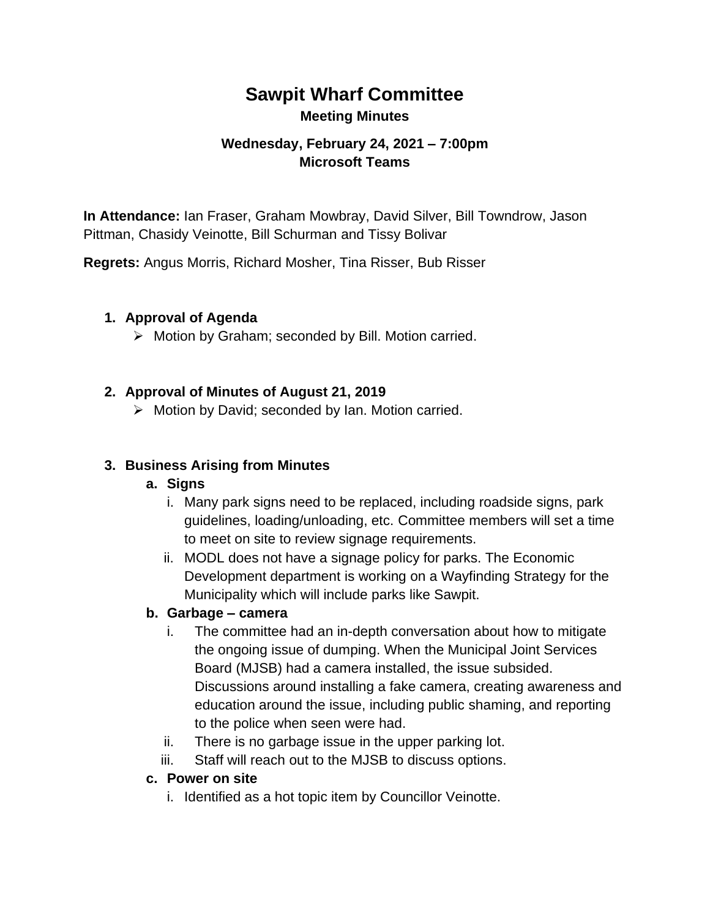# Sawpit Wharf Committee

## Meeting Minutes

### Wednesday, February 24, 2021 – 7:00pm
### Microsoft Teams

**In Attendance:** Ian Fraser, Graham Mowbray, David Silver, Bill Towndrow, Jason Pittman, Chasidy Veinotte, Bill Schurman and Tissy Bolivar

**Regrets:** Angus Morris, Richard Mosher, Tina Risser, Bub Risser

1. **Approval of Agenda**
   - Motion by Graham; seconded by Bill. Motion carried.

2. **Approval of Minutes of August 21, 2019**
   - Motion by David; seconded by Ian. Motion carried.

3. **Business Arising from Minutes**
   a. **Signs**
      i. Many park signs need to be replaced, including roadside signs, park guidelines, loading/unloading, etc. Committee members will set a time to meet on site to review signage requirements.
      ii. MODL does not have a signage policy for parks. The Economic Development department is working on a Wayfinding Strategy for the Municipality which will include parks like Sawpit.

   b. **Garbage – camera**
      i. The committee had an in-depth conversation about how to mitigate the ongoing issue of dumping. When the Municipal Joint Services Board (MJSB) had a camera installed, the issue subsided. Discussions around installing a fake camera, creating awareness and education around the issue, including public shaming, and reporting to the police when seen were had.
      ii. There is no garbage issue in the upper parking lot.
      iii. Staff will reach out to the MJSB to discuss options.

   c. **Power on site**
      i. Identified as a hot topic item by Councillor Veinotte.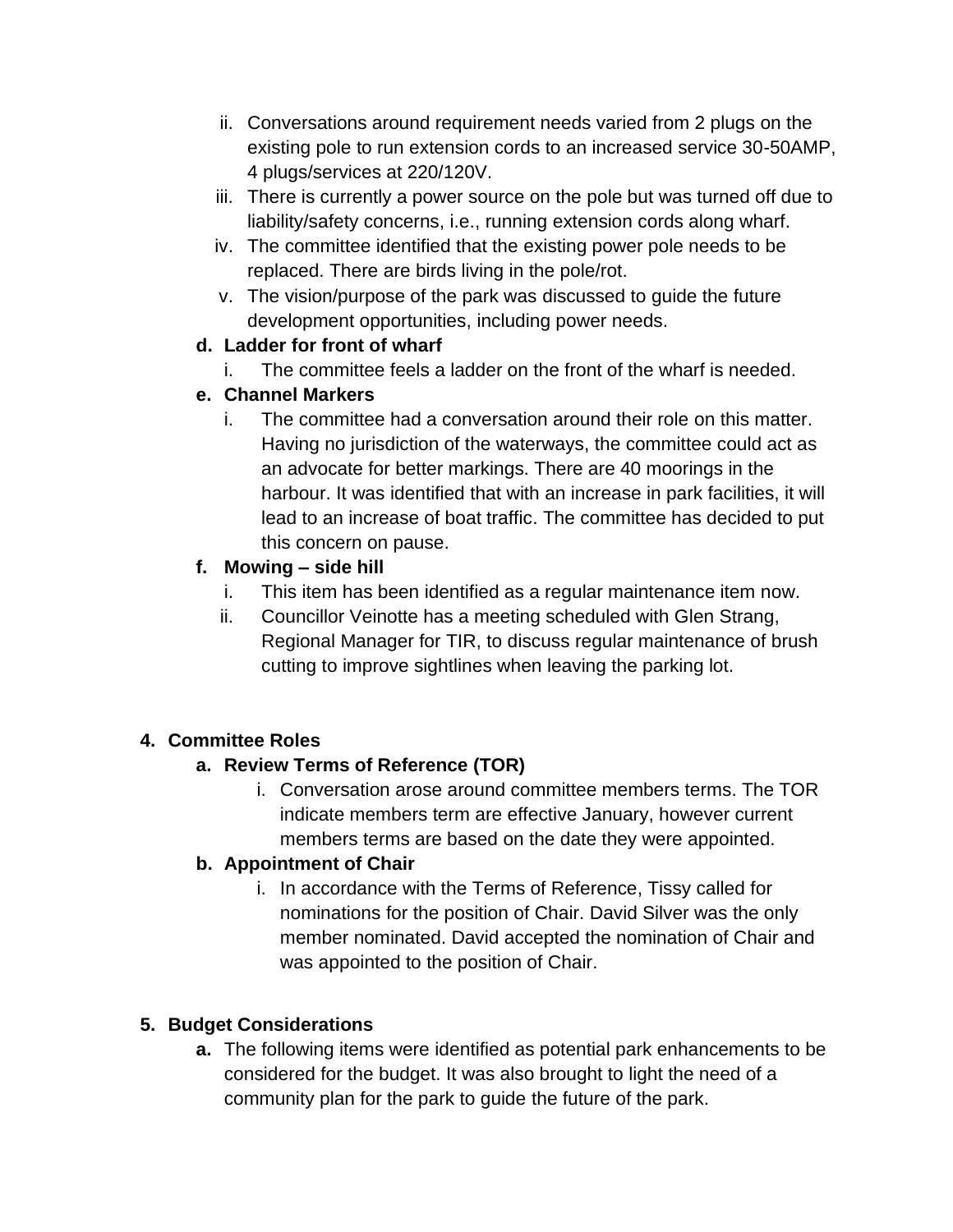ii. Conversations around requirement needs varied from 2 plugs on the existing pole to run extension cords to an increased service 30-50AMP, 4 plugs/services at 220/120V.
   iii. There is currently a power source on the pole but was turned off due to liability/safety concerns, i.e., running extension cords along wharf.
   iv. The committee identified that the existing power pole needs to be replaced. There are birds living in the pole/rot.
   v. The vision/purpose of the park was discussed to guide the future development opportunities, including power needs.

**d. Ladder for front of wharf**

   i. The committee feels a ladder on the front of the wharf is needed.

**e. Channel Markers**

   i. The committee had a conversation around their role on this matter. Having no jurisdiction of the waterways, the committee could act as an advocate for better markings. There are 40 moorings in the harbour. It was identified that with an increase in park facilities, it will lead to an increase of boat traffic. The committee has decided to put this concern on pause.

**f. Mowing – side hill**

   i. This item has been identified as a regular maintenance item now.
   ii. Councillor Veinotte has a meeting scheduled with Glen Strang, Regional Manager for TIR, to discuss regular maintenance of brush cutting to improve sightlines when leaving the parking lot.

**4. Committee Roles**

**a. Review Terms of Reference (TOR)**

   i. Conversation arose around committee members terms. The TOR indicate members term are effective January, however current members terms are based on the date they were appointed.

**b. Appointment of Chair**

   i. In accordance with the Terms of Reference, Tissy called for nominations for the position of Chair. David Silver was the only member nominated. David accepted the nomination of Chair and was appointed to the position of Chair.

**5. Budget Considerations**

**a.** The following items were identified as potential park enhancements to be considered for the budget. It was also brought to light the need of a community plan for the park to guide the future of the park.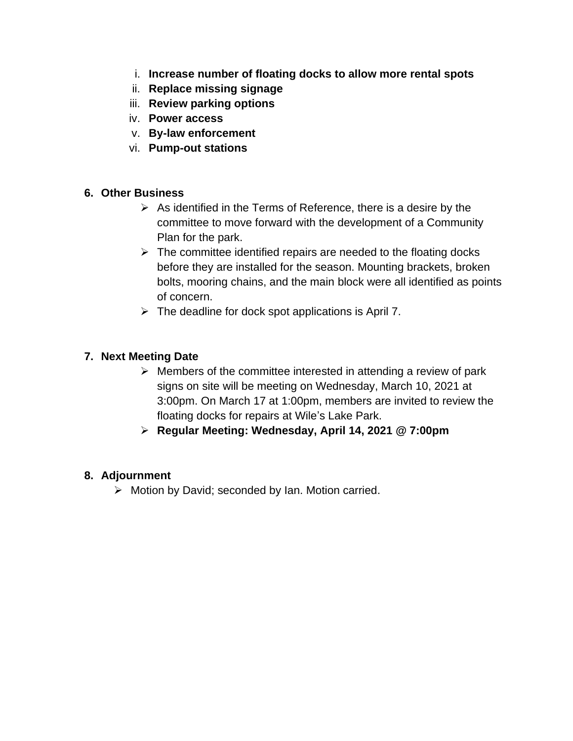i. **Increase number of floating docks to allow more rental spots**
ii. **Replace missing signage**
iii. **Review parking options**
iv. **Power access**
v. **By-law enforcement**
vi. **Pump-out stations**

**6. Other Business**

- As identified in the Terms of Reference, there is a desire by the committee to move forward with the development of a Community Plan for the park.
- The committee identified repairs are needed to the floating docks before they are installed for the season. Mounting brackets, broken bolts, mooring chains, and the main block were all identified as points of concern.
- The deadline for dock spot applications is April 7.

**7. Next Meeting Date**

- Members of the committee interested in attending a review of park signs on site will be meeting on Wednesday, March 10, 2021 at 3:00pm. On March 17 at 1:00pm, members are invited to review the floating docks for repairs at Wile's Lake Park.
- **Regular Meeting: Wednesday, April 14, 2021 @ 7:00pm**

**8. Adjournment**

- Motion by David; seconded by Ian. Motion carried.